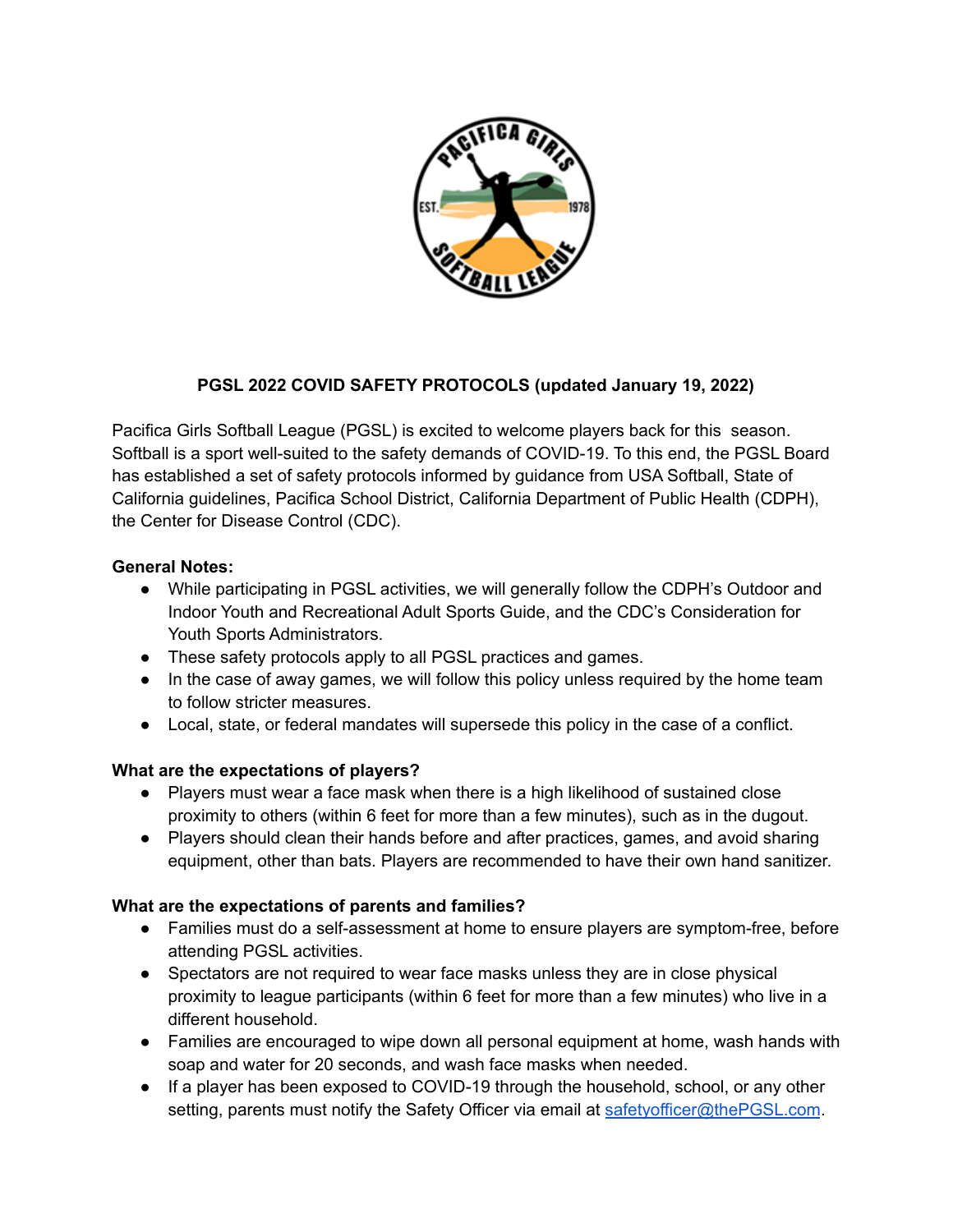**PGSL 2022 COVID SAFETY PROTOCOLS (updated January 19, 2022)**

Pacifica Girls Softball League (PGSL) is excited to welcome players back for this season. Softball is a sport well-suited to the safety demands of COVID-19. To this end, the PGSL Board has established a set of safety protocols informed by guidance from USA Softball, State of California guidelines, Pacifica School District, California Department of Public Health (CDPH), the Center for Disease Control (CDC).

**General Notes:**

- While participating in PGSL activities, we will generally follow the CDPH's Outdoor and Indoor Youth and Recreational Adult Sports Guide, and the CDC's Consideration for Youth Sports Administrators.
- These safety protocols apply to all PGSL practices and games.
- In the case of away games, we will follow this policy unless required by the home team to follow stricter measures.
- Local, state, or federal mandates will supersede this policy in the case of a conflict.

**What are the expectations of players?**

- Players must wear a face mask when there is a high likelihood of sustained close proximity to others (within 6 feet for more than a few minutes), such as in the dugout.
- Players should clean their hands before and after practices, games, and avoid sharing equipment, other than bats. Players are recommended to have their own hand sanitizer.

**What are the expectations of parents and families?**

- Families must do a self-assessment at home to ensure players are symptom-free, before attending PGSL activities.
- Spectators are not required to wear face masks unless they are in close physical proximity to league participants (within 6 feet for more than a few minutes) who live in a different household.
- Families are encouraged to wipe down all personal equipment at home, wash hands with soap and water for 20 seconds, and wash face masks when needed.
- If a player has been exposed to COVID-19 through the household, school, or any other setting, parents must notify the Safety Officer via email at safetyofficer@thePGSL.com.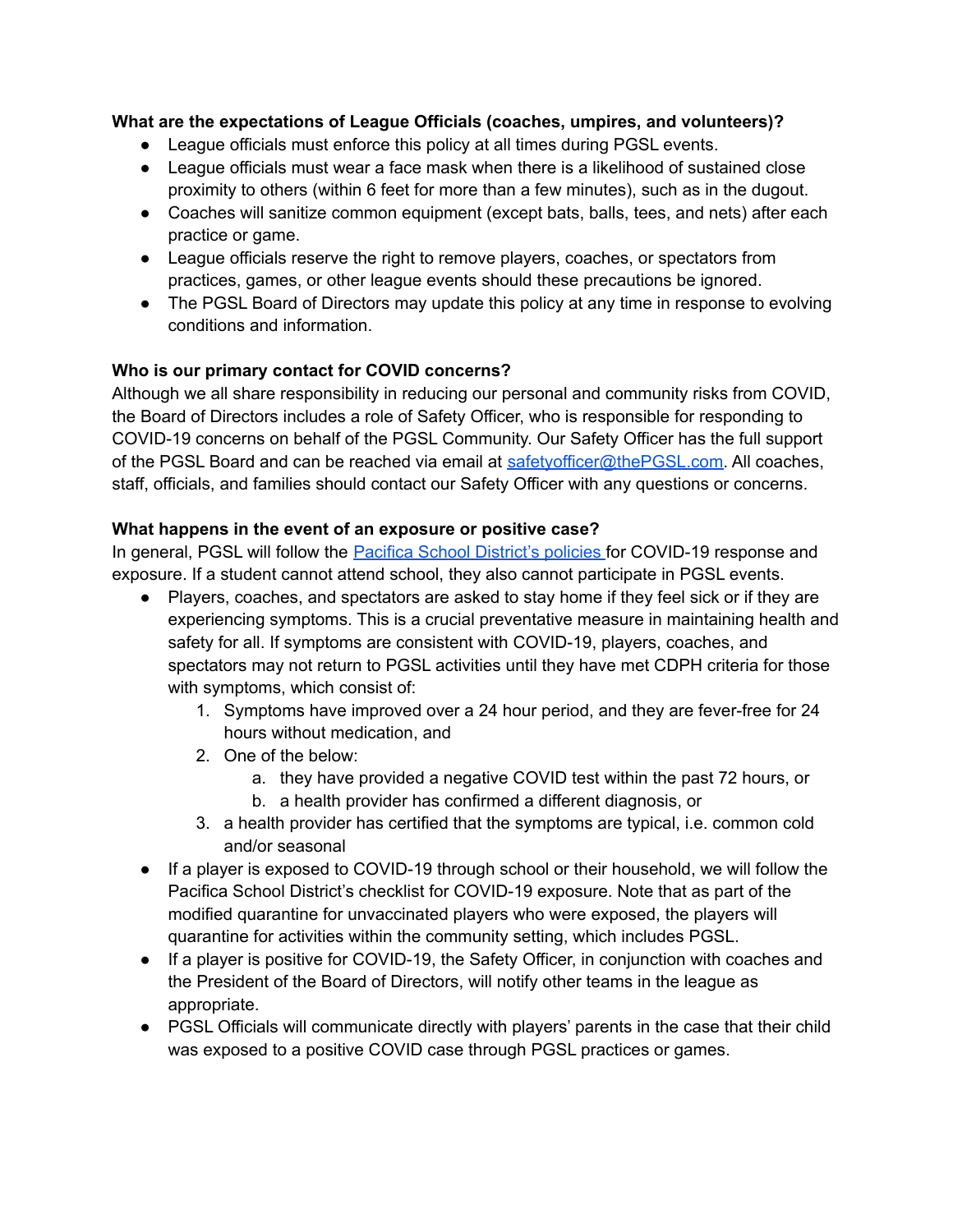**What are the expectations of League Officials (coaches, umpires, and volunteers)?**

- League officials must enforce this policy at all times during PGSL events.
- League officials must wear a face mask when there is a likelihood of sustained close proximity to others (within 6 feet for more than a few minutes), such as in the dugout.
- Coaches will sanitize common equipment (except bats, balls, tees, and nets) after each practice or game.
- League officials reserve the right to remove players, coaches, or spectators from practices, games, or other league events should these precautions be ignored.
- The PGSL Board of Directors may update this policy at any time in response to evolving conditions and information.

**Who is our primary contact for COVID concerns?**

Although we all share responsibility in reducing our personal and community risks from COVID, the Board of Directors includes a role of Safety Officer, who is responsible for responding to COVID-19 concerns on behalf of the PGSL Community. Our Safety Officer has the full support of the PGSL Board and can be reached via email at safetyofficer@thePGSL.com. All coaches, staff, officials, and families should contact our Safety Officer with any questions or concerns.

**What happens in the event of an exposure or positive case?**

In general, PGSL will follow the Pacifica School District's policies for COVID-19 response and exposure. If a student cannot attend school, they also cannot participate in PGSL events.

- Players, coaches, and spectators are asked to stay home if they feel sick or if they are experiencing symptoms. This is a crucial preventative measure in maintaining health and safety for all. If symptoms are consistent with COVID-19, players, coaches, and spectators may not return to PGSL activities until they have met CDPH criteria for those with symptoms, which consist of:
  1. Symptoms have improved over a 24 hour period, and they are fever-free for 24 hours without medication, and
  2. One of the below:
     a. they have provided a negative COVID test within the past 72 hours, or
     b. a health provider has confirmed a different diagnosis, or
  3. a health provider has certified that the symptoms are typical, i.e. common cold and/or seasonal
- If a player is exposed to COVID-19 through school or their household, we will follow the Pacifica School District's checklist for COVID-19 exposure. Note that as part of the modified quarantine for unvaccinated players who were exposed, the players will quarantine for activities within the community setting, which includes PGSL.
- If a player is positive for COVID-19, the Safety Officer, in conjunction with coaches and the President of the Board of Directors, will notify other teams in the league as appropriate.
- PGSL Officials will communicate directly with players' parents in the case that their child was exposed to a positive COVID case through PGSL practices or games.